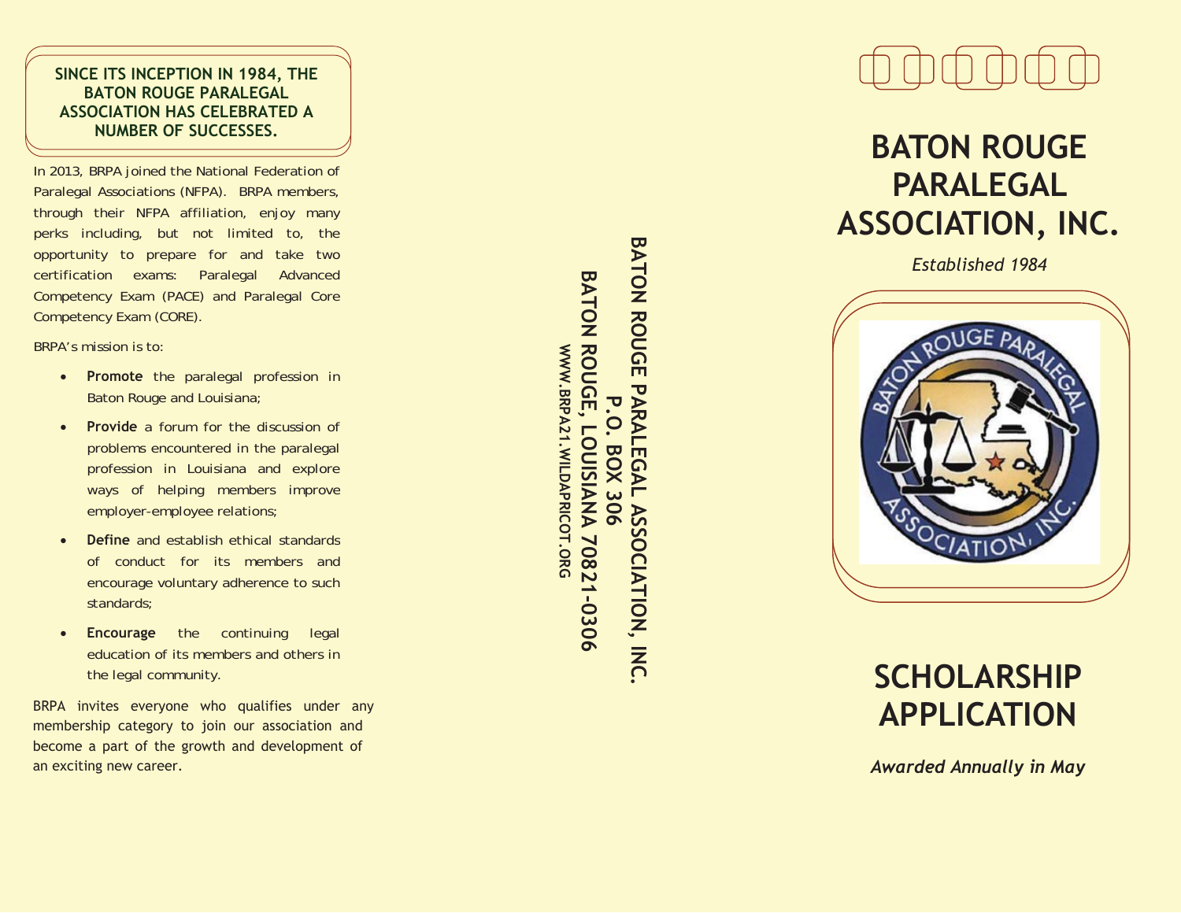**SINCE ITS INCEPTION IN 1984, THE BATON ROUGE PARALEGAL ASSOCIATION HAS CELEBRATED A NUMBER OF SUCCESSES.**

In 2013, BRPA joined the National Federation of Paralegal Associations (NFPA). BRPA members, through their NFPA affiliation, enjoy many perks including, but not limited to, the opportunity to prepare for and take two certification exams: Paralegal Advanced Competency Exam (PACE) and Paralegal Core Competency Exam (CORE).

BRPA's mission is to:

- **Promote** the paralegal profession in Baton Rouge and Louisiana;
- **Provide** a forum for the discussion of problems encountered in the paralegal profession in Louisiana and explore ways of helping members improve employer-employee relations;
- **Define** and establish ethical standards of conduct for its members and encourage voluntary adherence to such standards;
- **Encourage** the continuing legal education of its members and others in the legal community.

BRPA invites everyone who qualifies under any membership category to join our association and become a part of the growth and development of an exciting new career.

**BATON ROUGE PARALEGAL ASSOCIATION, INC.**
**P.O. BOX 306**
**BATON ROUGE, LOUISIANA 70821-0306**
WWW.BRPA21.WILDAPRICOT.ORG

# BATON ROUGE PARALEGAL ASSOCIATION, INC.

*Established 1984*

BATON ROUGE PARALEGAL ASSOCIATION, INC.

# SCHOLARSHIP APPLICATION

***Awarded Annually in May***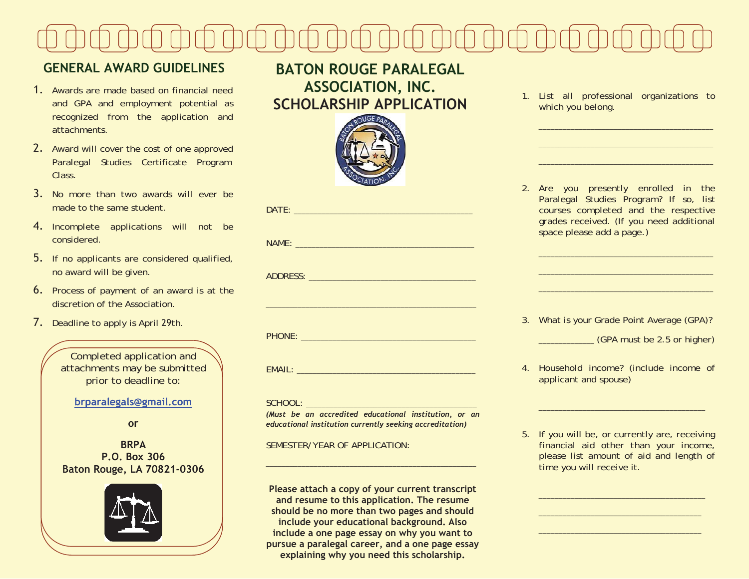## GENERAL AWARD GUIDELINES

1. Awards are made based on financial need and GPA and employment potential as recognized from the application and attachments.
2. Award will cover the cost of one approved Paralegal Studies Certificate Program Class.
3. No more than two awards will ever be made to the same student.
4. Incomplete applications will not be considered.
5. If no applicants are considered qualified, no award will be given.
6. Process of payment of an award is at the discretion of the Association.
7. Deadline to apply is April 29th.

Completed application and attachments may be submitted prior to deadline to:

**brparalegals@gmail.com**

**or**

**BRPA**
**P.O. Box 306**
**Baton Rouge, LA 70821-0306**

# BATON ROUGE PARALEGAL ASSOCIATION, INC. SCHOLARSHIP APPLICATION

DATE: ___________________________________

NAME: ___________________________________

ADDRESS: ________________________________

_________________________________________

PHONE: __________________________________

EMAIL: __________________________________

SCHOOL: _________________________________
*(Must be an accredited educational institution, or an educational institution currently seeking accreditation)*

SEMESTER/YEAR OF APPLICATION:

_________________________________________

**Please attach a copy of your current transcript and resume to this application. The resume should be no more than two pages and should include your educational background. Also include a one page essay on why you want to pursue a paralegal career, and a one page essay explaining why you need this scholarship.**

1. List all professional organizations to which you belong.

   _________________________________

   _________________________________

   _________________________________

2. Are you presently enrolled in the Paralegal Studies Program? If so, list courses completed and the respective grades received. (If you need additional space please add a page.)

   _________________________________

   _________________________________

   _________________________________

3. What is your Grade Point Average (GPA)?

   ___________ (GPA must be 2.5 or higher)

4. Household income? (include income of applicant and spouse)

   _________________________________

5. If you will be, or currently are, receiving financial aid other than your income, please list amount of aid and length of time you will receive it.

   _________________________________

   _________________________________

   _________________________________